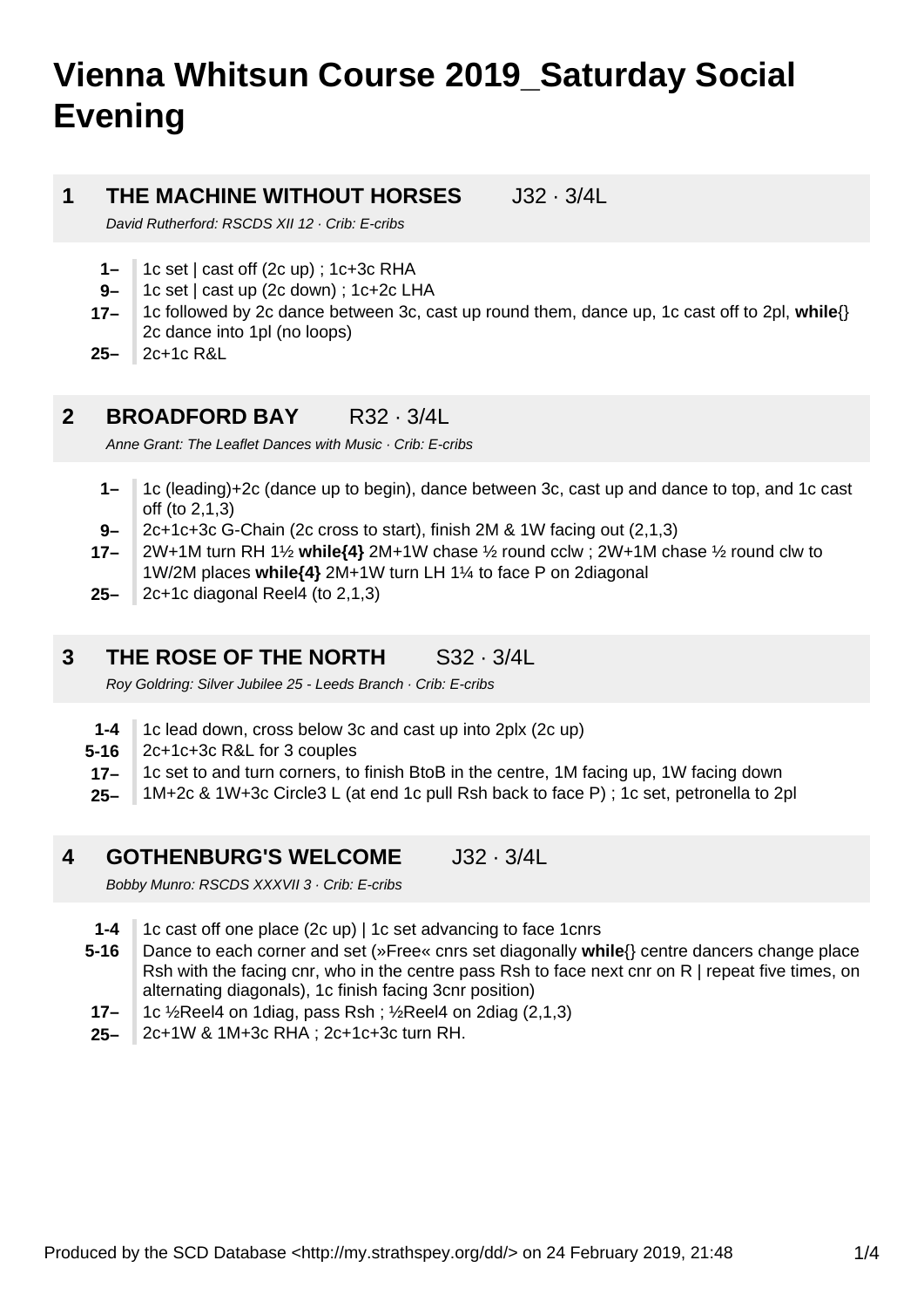# Vienna Whitsun Course 2019_Saturday Social Evening

## 1 THE MACHINE WITHOUT HORSES J32 · 3/4L

*David Rutherford: RSCDS XII 12 · Crib: E-cribs*

- **1–** 1c set | cast off (2c up) ; 1c+3c RHA
- **9–** 1c set | cast up (2c down) ; 1c+2c LHA
- **17–** 1c followed by 2c dance between 3c, cast up round them, dance up, 1c cast off to 2pl, **while**{} 2c dance into 1pl (no loops)
- **25–** 2c+1c R&L

## 2 BROADFORD BAY R32 · 3/4L

*Anne Grant: The Leaflet Dances with Music · Crib: E-cribs*

- **1–** 1c (leading)+2c (dance up to begin), dance between 3c, cast up and dance to top, and 1c cast off (to 2,1,3)
- **9–** 2c+1c+3c G-Chain (2c cross to start), finish 2M & 1W facing out (2,1,3)
- **17–** 2W+1M turn RH 1½ **while{4}** 2M+1W chase ½ round cclw ; 2W+1M chase ½ round clw to 1W/2M places **while{4}** 2M+1W turn LH 1¼ to face P on 2diagonal
- **25–** 2c+1c diagonal Reel4 (to 2,1,3)

## 3 THE ROSE OF THE NORTH S32 · 3/4L

*Roy Goldring: Silver Jubilee 25 - Leeds Branch · Crib: E-cribs*

- **1-4** 1c lead down, cross below 3c and cast up into 2plx (2c up)
- **5-16** 2c+1c+3c R&L for 3 couples
- **17–** 1c set to and turn corners, to finish BtoB in the centre, 1M facing up, 1W facing down
- **25–** 1M+2c & 1W+3c Circle3 L (at end 1c pull Rsh back to face P) ; 1c set, petronella to 2pl

## 4 GOTHENBURG'S WELCOME J32 · 3/4L

*Bobby Munro: RSCDS XXXVII 3 · Crib: E-cribs*

- **1-4** 1c cast off one place (2c up) | 1c set advancing to face 1cnrs
- **5-16** Dance to each corner and set (»Free« cnrs set diagonally **while**{} centre dancers change place Rsh with the facing cnr, who in the centre pass Rsh to face next cnr on R | repeat five times, on alternating diagonals), 1c finish facing 3cnr position)
- **17–** 1c ½Reel4 on 1diag, pass Rsh ; ½Reel4 on 2diag (2,1,3)
- **25–** 2c+1W & 1M+3c RHA ; 2c+1c+3c turn RH.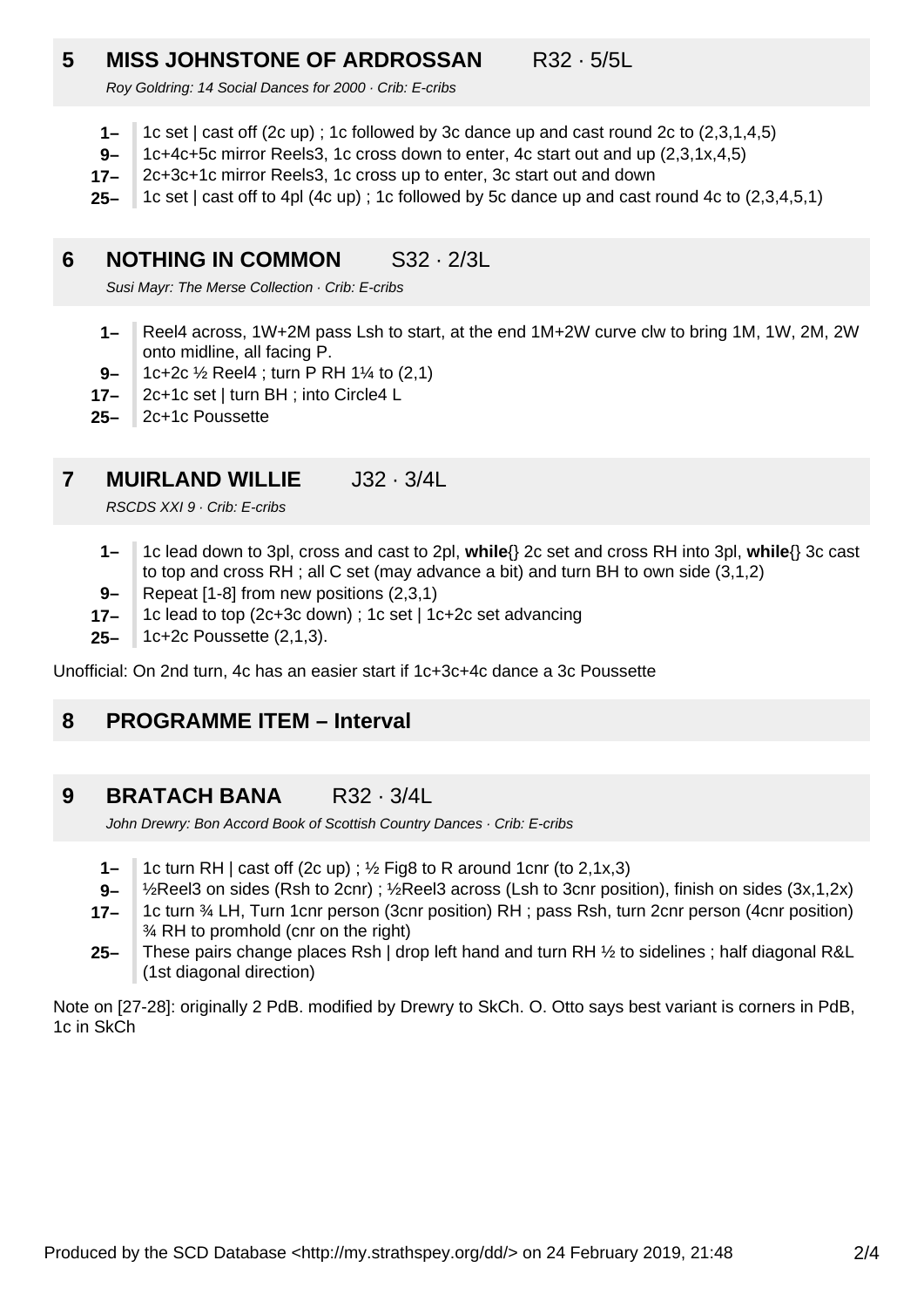## 5 MISS JOHNSTONE OF ARDROSSAN R32 · 5/5L

*Roy Goldring: 14 Social Dances for 2000 · Crib: E-cribs*

- **1–** 1c set | cast off (2c up) ; 1c followed by 3c dance up and cast round 2c to (2,3,1,4,5)
- **9–** 1c+4c+5c mirror Reels3, 1c cross down to enter, 4c start out and up (2,3,1x,4,5)
- **17–** 2c+3c+1c mirror Reels3, 1c cross up to enter, 3c start out and down
- **25–** 1c set | cast off to 4pl (4c up) ; 1c followed by 5c dance up and cast round 4c to (2,3,4,5,1)

## 6 NOTHING IN COMMON S32 · 2/3L

*Susi Mayr: The Merse Collection · Crib: E-cribs*

- **1–** Reel4 across, 1W+2M pass Lsh to start, at the end 1M+2W curve clw to bring 1M, 1W, 2M, 2W onto midline, all facing P.
- **9–** 1c+2c ½ Reel4 ; turn P RH 1¼ to (2,1)
- **17–** 2c+1c set | turn BH ; into Circle4 L
- **25–** 2c+1c Poussette

## 7 MUIRLAND WILLIE J32 · 3/4L

*RSCDS XXI 9 · Crib: E-cribs*

- **1–** 1c lead down to 3pl, cross and cast to 2pl, **while**{} 2c set and cross RH into 3pl, **while**{} 3c cast to top and cross RH ; all C set (may advance a bit) and turn BH to own side (3,1,2)
- **9–** Repeat [1-8] from new positions (2,3,1)
- **17–** 1c lead to top (2c+3c down) ; 1c set | 1c+2c set advancing
- **25–** 1c+2c Poussette (2,1,3).

Unofficial: On 2nd turn, 4c has an easier start if 1c+3c+4c dance a 3c Poussette

## 8 PROGRAMME ITEM – Interval

## 9 BRATACH BANA R32 · 3/4L

*John Drewry: Bon Accord Book of Scottish Country Dances · Crib: E-cribs*

- **1–** 1c turn RH | cast off (2c up) ; ½ Fig8 to R around 1cnr (to 2,1x,3)
- **9–** ½Reel3 on sides (Rsh to 2cnr) ; ½Reel3 across (Lsh to 3cnr position), finish on sides (3x,1,2x)
- **17–** 1c turn ¾ LH, Turn 1cnr person (3cnr position) RH ; pass Rsh, turn 2cnr person (4cnr position) ¾ RH to promhold (cnr on the right)
- **25–** These pairs change places Rsh | drop left hand and turn RH ½ to sidelines ; half diagonal R&L (1st diagonal direction)

Note on [27-28]: originally 2 PdB. modified by Drewry to SkCh. O. Otto says best variant is corners in PdB, 1c in SkCh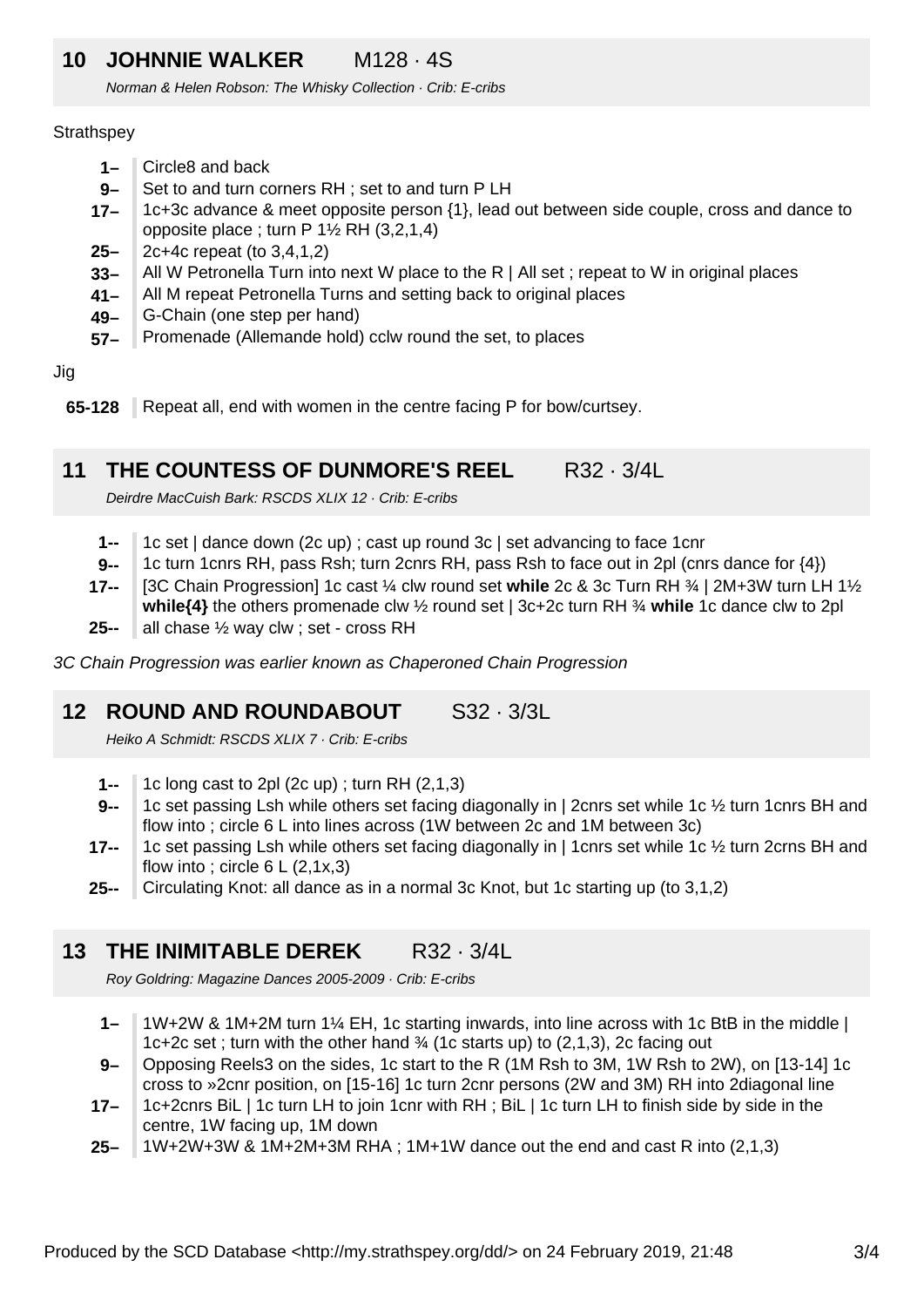## 10 JOHNNIE WALKER M128 · 4S

*Norman & Helen Robson: The Whisky Collection · Crib: E-cribs*

Strathspey

- **1–** Circle8 and back
- **9–** Set to and turn corners RH ; set to and turn P LH
- **17–** 1c+3c advance & meet opposite person {1}, lead out between side couple, cross and dance to opposite place ; turn P 1½ RH (3,2,1,4)
- **25–** 2c+4c repeat (to 3,4,1,2)
- **33–** All W Petronella Turn into next W place to the R | All set ; repeat to W in original places
- **41–** All M repeat Petronella Turns and setting back to original places
- **49–** G-Chain (one step per hand)
- **57–** Promenade (Allemande hold) cclw round the set, to places

Jig

- **65-128** Repeat all, end with women in the centre facing P for bow/curtsey.

## 11 THE COUNTESS OF DUNMORE'S REEL R32 · 3/4L

*Deirdre MacCuish Bark: RSCDS XLIX 12 · Crib: E-cribs*

- **1--** 1c set | dance down (2c up) ; cast up round 3c | set advancing to face 1cnr
- **9--** 1c turn 1cnrs RH, pass Rsh; turn 2cnrs RH, pass Rsh to face out in 2pl (cnrs dance for {4})
- **17--** [3C Chain Progression] 1c cast ¼ clw round set **while** 2c & 3c Turn RH ¾ | 2M+3W turn LH 1½ **while{4}** the others promenade clw ½ round set | 3c+2c turn RH ¾ **while** 1c dance clw to 2pl
- **25--** all chase ½ way clw ; set - cross RH

*3C Chain Progression was earlier known as Chaperoned Chain Progression*

## 12 ROUND AND ROUNDABOUT S32 · 3/3L

*Heiko A Schmidt: RSCDS XLIX 7 · Crib: E-cribs*

- **1--** 1c long cast to 2pl (2c up) ; turn RH (2,1,3)
- **9--** 1c set passing Lsh while others set facing diagonally in | 2cnrs set while 1c ½ turn 1cnrs BH and flow into ; circle 6 L into lines across (1W between 2c and 1M between 3c)
- **17--** 1c set passing Lsh while others set facing diagonally in | 1cnrs set while 1c ½ turn 2crns BH and flow into ; circle 6 L (2,1x,3)
- **25--** Circulating Knot: all dance as in a normal 3c Knot, but 1c starting up (to 3,1,2)

## 13 THE INIMITABLE DEREK R32 · 3/4L

*Roy Goldring: Magazine Dances 2005-2009 · Crib: E-cribs*

- **1–** 1W+2W & 1M+2M turn 1¼ EH, 1c starting inwards, into line across with 1c BtB in the middle | 1c+2c set ; turn with the other hand ¾ (1c starts up) to (2,1,3), 2c facing out
- **9–** Opposing Reels3 on the sides, 1c start to the R (1M Rsh to 3M, 1W Rsh to 2W), on [13-14] 1c cross to »2cnr position, on [15-16] 1c turn 2cnr persons (2W and 3M) RH into 2diagonal line
- **17–** 1c+2cnrs BiL | 1c turn LH to join 1cnr with RH ; BiL | 1c turn LH to finish side by side in the centre, 1W facing up, 1M down
- **25–** 1W+2W+3W & 1M+2M+3M RHA ; 1M+1W dance out the end and cast R into (2,1,3)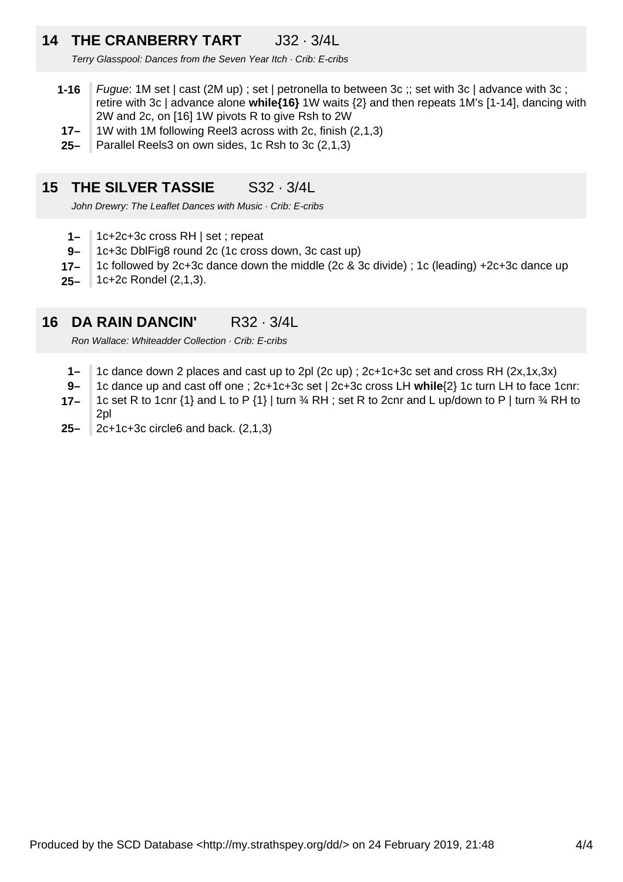## 14 THE CRANBERRY TART J32 · 3/4L

*Terry Glasspool: Dances from the Seven Year Itch · Crib: E-cribs*

- **1-16** *Fugue*: 1M set | cast (2M up) ; set | petronella to between 3c ;; set with 3c | advance with 3c ; retire with 3c | advance alone **while{16}** 1W waits {2} and then repeats 1M's [1-14], dancing with 2W and 2c, on [16] 1W pivots R to give Rsh to 2W
- **17–** 1W with 1M following Reel3 across with 2c, finish (2,1,3)
- **25–** Parallel Reels3 on own sides, 1c Rsh to 3c (2,1,3)

## 15 THE SILVER TASSIE S32 · 3/4L

*John Drewry: The Leaflet Dances with Music · Crib: E-cribs*

- **1–** 1c+2c+3c cross RH | set ; repeat
- **9–** 1c+3c DblFig8 round 2c (1c cross down, 3c cast up)
- **17–** 1c followed by 2c+3c dance down the middle (2c & 3c divide) ; 1c (leading) +2c+3c dance up
- **25–** 1c+2c Rondel (2,1,3).

## 16 DA RAIN DANCIN' R32 · 3/4L

*Ron Wallace: Whiteadder Collection · Crib: E-cribs*

- **1–** 1c dance down 2 places and cast up to 2pl (2c up) ; 2c+1c+3c set and cross RH (2x,1x,3x)
- **9–** 1c dance up and cast off one ; 2c+1c+3c set | 2c+3c cross LH **while**{2} 1c turn LH to face 1cnr:
- **17–** 1c set R to 1cnr {1} and L to P {1} | turn ¾ RH ; set R to 2cnr and L up/down to P | turn ¾ RH to 2pl
- **25–** 2c+1c+3c circle6 and back. (2,1,3)

Produced by the SCD Database <http://my.strathspey.org/dd/> on 24 February 2019, 21:48